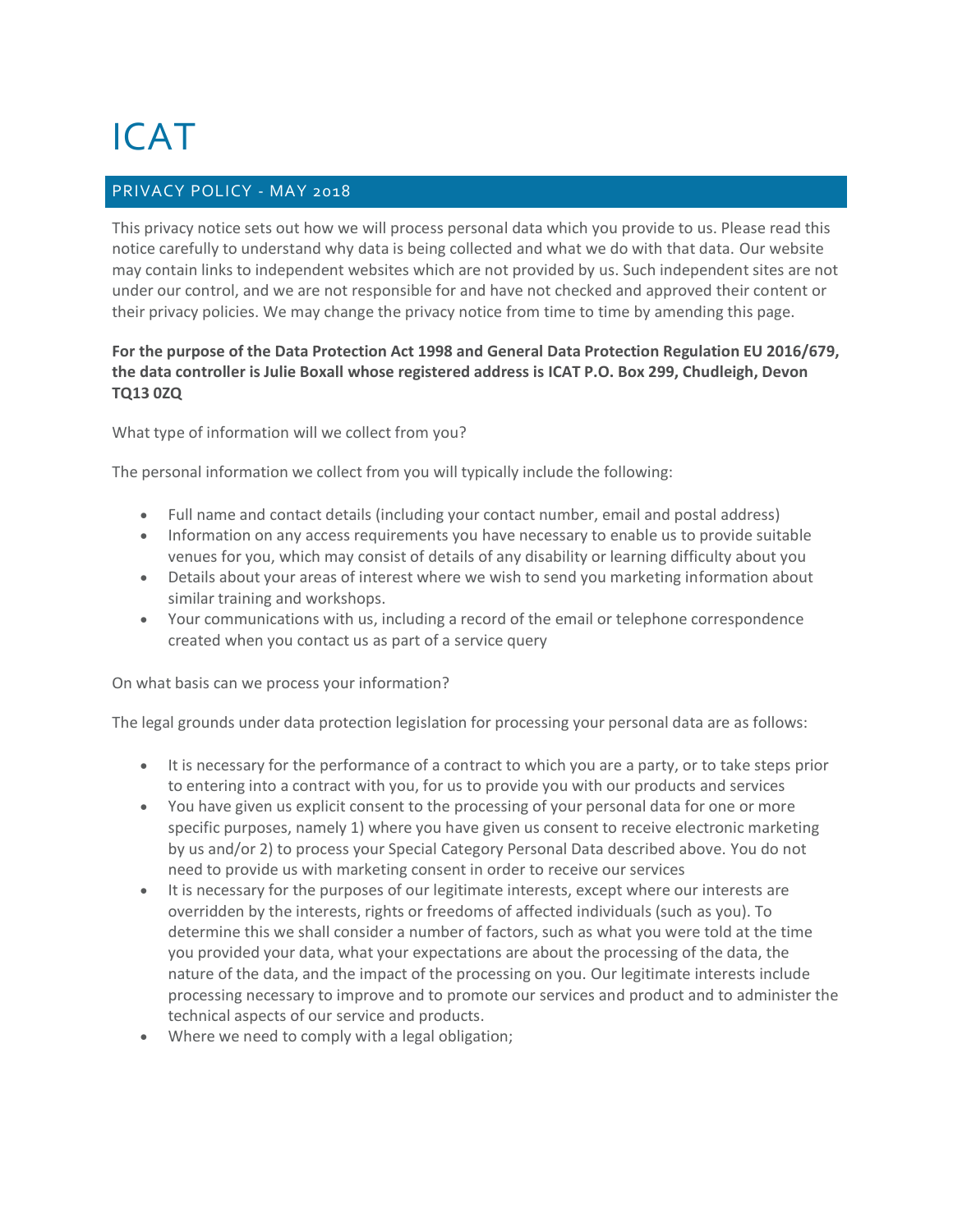# ICAT

## PRIVACY POLICY - MAY 2018

This privacy notice sets out how we will process personal data which you provide to us. Please read this notice carefully to understand why data is being collected and what we do with that data. Our website may contain links to independent websites which are not provided by us. Such independent sites are not under our control, and we are not responsible for and have not checked and approved their content or their privacy policies. We may change the privacy notice from time to time by amending this page.

**For the purpose of the Data Protection Act 1998 and General Data Protection Regulation EU 2016/679, the data controller is Julie Boxall whose registered address is ICAT P.O. Box 299, Chudleigh, Devon TQ13 0ZQ**

What type of information will we collect from you?

The personal information we collect from you will typically include the following:

- Full name and contact details (including your contact number, email and postal address)
- Information on any access requirements you have necessary to enable us to provide suitable venues for you, which may consist of details of any disability or learning difficulty about you
- Details about your areas of interest where we wish to send you marketing information about similar training and workshops.
- Your communications with us, including a record of the email or telephone correspondence created when you contact us as part of a service query

On what basis can we process your information?

The legal grounds under data protection legislation for processing your personal data are as follows:

- It is necessary for the performance of a contract to which you are a party, or to take steps prior to entering into a contract with you, for us to provide you with our products and services
- You have given us explicit consent to the processing of your personal data for one or more specific purposes, namely 1) where you have given us consent to receive electronic marketing by us and/or 2) to process your Special Category Personal Data described above. You do not need to provide us with marketing consent in order to receive our services
- It is necessary for the purposes of our legitimate interests, except where our interests are overridden by the interests, rights or freedoms of affected individuals (such as you). To determine this we shall consider a number of factors, such as what you were told at the time you provided your data, what your expectations are about the processing of the data, the nature of the data, and the impact of the processing on you. Our legitimate interests include processing necessary to improve and to promote our services and product and to administer the technical aspects of our service and products.
- Where we need to comply with a legal obligation;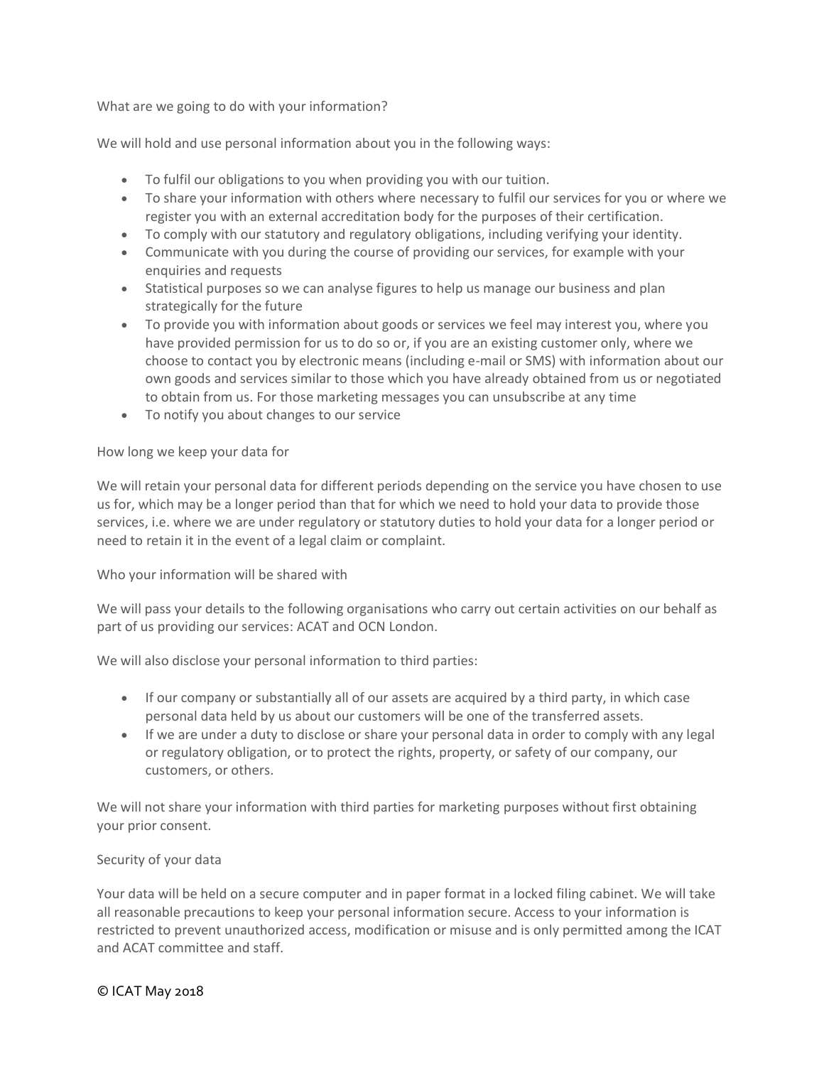## What are we going to do with your information?

We will hold and use personal information about you in the following ways:

- To fulfil our obligations to you when providing you with our tuition.
- To share your information with others where necessary to fulfil our services for you or where we register you with an external accreditation body for the purposes of their certification.
- To comply with our statutory and regulatory obligations, including verifying your identity.
- Communicate with you during the course of providing our services, for example with your enquiries and requests
- Statistical purposes so we can analyse figures to help us manage our business and plan strategically for the future
- To provide you with information about goods or services we feel may interest you, where you have provided permission for us to do so or, if you are an existing customer only, where we choose to contact you by electronic means (including e-mail or SMS) with information about our own goods and services similar to those which you have already obtained from us or negotiated to obtain from us. For those marketing messages you can unsubscribe at any time
- To notify you about changes to our service

## How long we keep your data for

We will retain your personal data for different periods depending on the service you have chosen to use us for, which may be a longer period than that for which we need to hold your data to provide those services, i.e. where we are under regulatory or statutory duties to hold your data for a longer period or need to retain it in the event of a legal claim or complaint.

## Who your information will be shared with

We will pass your details to the following organisations who carry out certain activities on our behalf as part of us providing our services: ACAT and OCN London.

We will also disclose your personal information to third parties:

- If our company or substantially all of our assets are acquired by a third party, in which case personal data held by us about our customers will be one of the transferred assets.
- If we are under a duty to disclose or share your personal data in order to comply with any legal or regulatory obligation, or to protect the rights, property, or safety of our company, our customers, or others.

We will not share your information with third parties for marketing purposes without first obtaining your prior consent.

## Security of your data

Your data will be held on a secure computer and in paper format in a locked filing cabinet. We will take all reasonable precautions to keep your personal information secure. Access to your information is restricted to prevent unauthorized access, modification or misuse and is only permitted among the ICAT and ACAT committee and staff.

© ICAT May 2018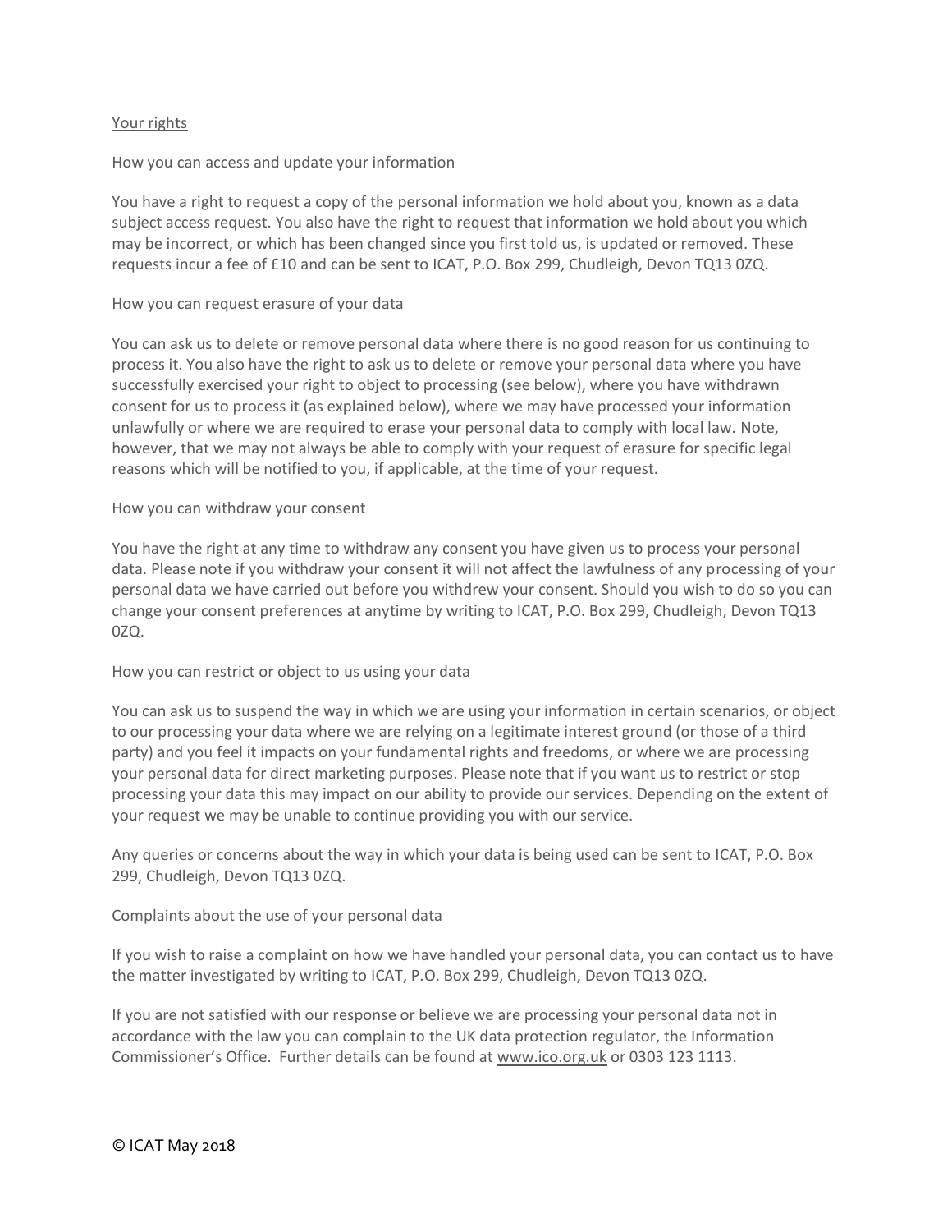## Your rights

### How you can access and update your information

You have a right to request a copy of the personal information we hold about you, known as a data subject access request. You also have the right to request that information we hold about you which may be incorrect, or which has been changed since you first told us, is updated or removed. These requests incur a fee of £10 and can be sent to ICAT, P.O. Box 299, Chudleigh, Devon TQ13 0ZQ.

### How you can request erasure of your data

You can ask us to delete or remove personal data where there is no good reason for us continuing to process it. You also have the right to ask us to delete or remove your personal data where you have successfully exercised your right to object to processing (see below), where you have withdrawn consent for us to process it (as explained below), where we may have processed your information unlawfully or where we are required to erase your personal data to comply with local law. Note, however, that we may not always be able to comply with your request of erasure for specific legal reasons which will be notified to you, if applicable, at the time of your request.

### How you can withdraw your consent

You have the right at any time to withdraw any consent you have given us to process your personal data. Please note if you withdraw your consent it will not affect the lawfulness of any processing of your personal data we have carried out before you withdrew your consent. Should you wish to do so you can change your consent preferences at anytime by writing to ICAT, P.O. Box 299, Chudleigh, Devon TQ13 0ZQ.

### How you can restrict or object to us using your data

You can ask us to suspend the way in which we are using your information in certain scenarios, or object to our processing your data where we are relying on a legitimate interest ground (or those of a third party) and you feel it impacts on your fundamental rights and freedoms, or where we are processing your personal data for direct marketing purposes. Please note that if you want us to restrict or stop processing your data this may impact on our ability to provide our services. Depending on the extent of your request we may be unable to continue providing you with our service.

Any queries or concerns about the way in which your data is being used can be sent to ICAT, P.O. Box 299, Chudleigh, Devon TQ13 0ZQ.

### Complaints about the use of your personal data

If you wish to raise a complaint on how we have handled your personal data, you can contact us to have the matter investigated by writing to ICAT, P.O. Box 299, Chudleigh, Devon TQ13 0ZQ.

If you are not satisfied with our response or believe we are processing your personal data not in accordance with the law you can complain to the UK data protection regulator, the Information Commissioner's Office. Further details can be found at www.ico.org.uk or 0303 123 1113.

© ICAT May 2018